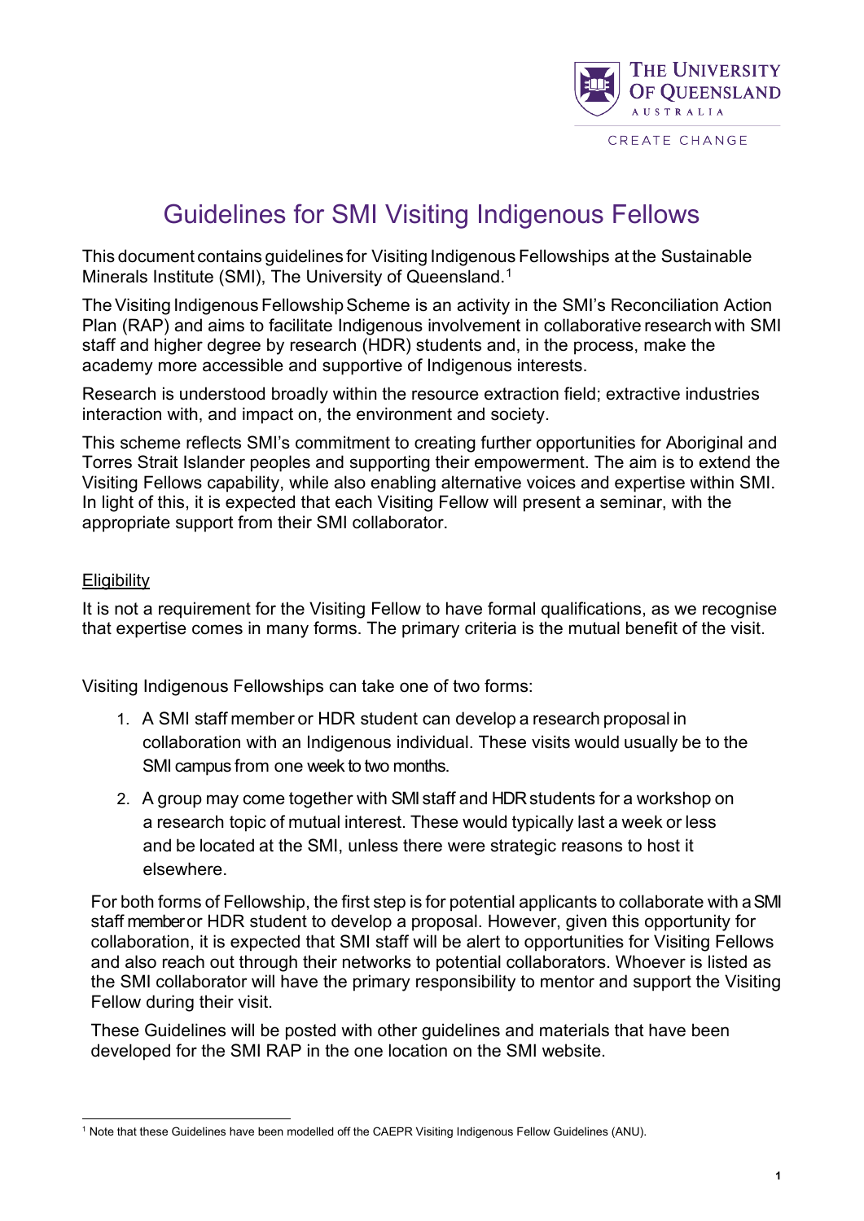# Guidelines for SMI Visiting Indigenous Fellows

This document contains guidelines for Visiting Indigenous Fellowships at the Sustainable Minerals Institute (SMI), The University of Queensland.[1]

The Visiting Indigenous Fellowship Scheme is an activity in the SMI's Reconciliation Action Plan (RAP) and aims to facilitate Indigenous involvement in collaborative research with SMI staff and higher degree by research (HDR) students and, in the process, make the academy more accessible and supportive of Indigenous interests.

Research is understood broadly within the resource extraction field; extractive industries interaction with, and impact on, the environment and society.

This scheme reflects SMI's commitment to creating further opportunities for Aboriginal and Torres Strait Islander peoples and supporting their empowerment. The aim is to extend the Visiting Fellows capability, while also enabling alternative voices and expertise within SMI. In light of this, it is expected that each Visiting Fellow will present a seminar, with the appropriate support from their SMI collaborator.

## Eligibility

It is not a requirement for the Visiting Fellow to have formal qualifications, as we recognise that expertise comes in many forms. The primary criteria is the mutual benefit of the visit.

Visiting Indigenous Fellowships can take one of two forms:

1. A SMI staff member or HDR student can develop a research proposal in collaboration with an Indigenous individual. These visits would usually be to the SMI campus from one week to two months.
2. A group may come together with SMI staff and HDR students for a workshop on a research topic of mutual interest. These would typically last a week or less and be located at the SMI, unless there were strategic reasons to host it elsewhere.

For both forms of Fellowship, the first step is for potential applicants to collaborate with a SMI staff member or HDR student to develop a proposal. However, given this opportunity for collaboration, it is expected that SMI staff will be alert to opportunities for Visiting Fellows and also reach out through their networks to potential collaborators. Whoever is listed as the SMI collaborator will have the primary responsibility to mentor and support the Visiting Fellow during their visit.

These Guidelines will be posted with other guidelines and materials that have been developed for the SMI RAP in the one location on the SMI website.

---

[1] Note that these Guidelines have been modelled off the CAEPR Visiting Indigenous Fellow Guidelines (ANU).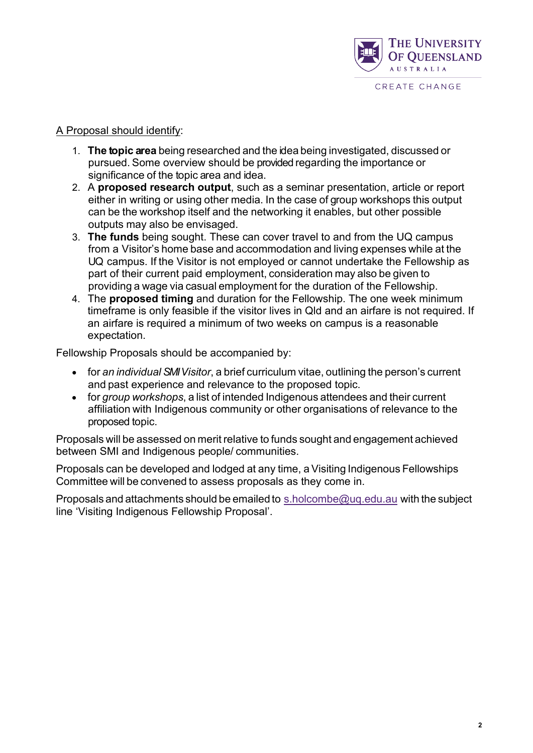A Proposal should identify:

1. **The topic area** being researched and the idea being investigated, discussed or pursued. Some overview should be provided regarding the importance or significance of the topic area and idea.
2. A **proposed research output**, such as a seminar presentation, article or report either in writing or using other media. In the case of group workshops this output can be the workshop itself and the networking it enables, but other possible outputs may also be envisaged.
3. **The funds** being sought. These can cover travel to and from the UQ campus from a Visitor's home base and accommodation and living expenses while at the UQ campus. If the Visitor is not employed or cannot undertake the Fellowship as part of their current paid employment, consideration may also be given to providing a wage via casual employment for the duration of the Fellowship.
4. The **proposed timing** and duration for the Fellowship. The one week minimum timeframe is only feasible if the visitor lives in Qld and an airfare is not required. If an airfare is required a minimum of two weeks on campus is a reasonable expectation.

Fellowship Proposals should be accompanied by:

- for *an individual SMI Visitor*, a brief curriculum vitae, outlining the person's current and past experience and relevance to the proposed topic.
- for *group workshops*, a list of intended Indigenous attendees and their current affiliation with Indigenous community or other organisations of relevance to the proposed topic.

Proposals will be assessed on merit relative to funds sought and engagement achieved between SMI and Indigenous people/ communities.

Proposals can be developed and lodged at any time, a Visiting Indigenous Fellowships Committee will be convened to assess proposals as they come in.

Proposals and attachments should be emailed to s.holcombe@uq.edu.au with the subject line 'Visiting Indigenous Fellowship Proposal'.